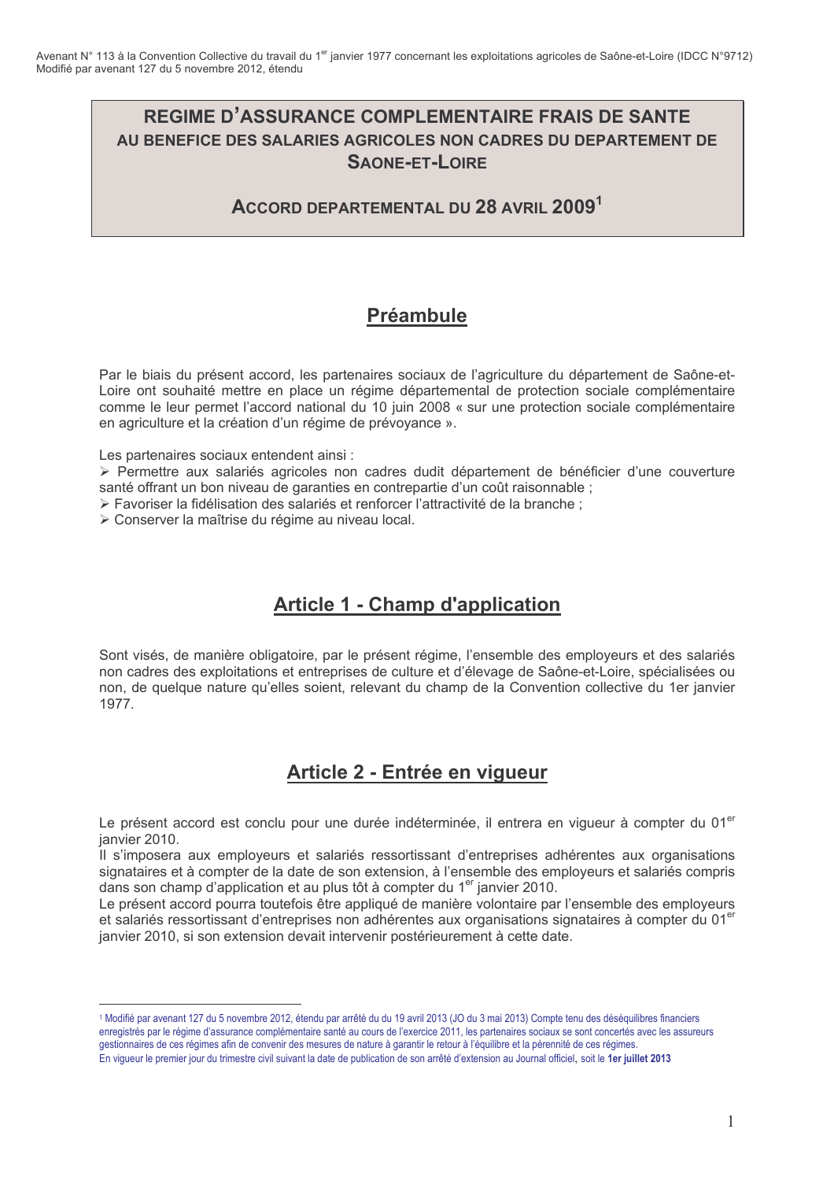Avenant N° 113 à la Convention Collective du travail du 1er janvier 1977 concernant les exploitations agricoles de Saône-et-Loire (IDCC N°9712)
Modifié par avenant 127 du 5 novembre 2012, étendu

# REGIME D'ASSURANCE COMPLEMENTAIRE FRAIS DE SANTE
## AU BENEFICE DES SALARIES AGRICOLES NON CADRES DU DEPARTEMENT DE SAONE-ET-LOIRE

## ACCORD DEPARTEMENTAL DU 28 AVRIL 2009[1]

## Préambule

Par le biais du présent accord, les partenaires sociaux de l'agriculture du département de Saône-et-Loire ont souhaité mettre en place un régime départemental de protection sociale complémentaire comme le leur permet l'accord national du 10 juin 2008 « sur une protection sociale complémentaire en agriculture et la création d'un régime de prévoyance ».

Les partenaires sociaux entendent ainsi :

- Permettre aux salariés agricoles non cadres dudit département de bénéficier d'une couverture santé offrant un bon niveau de garanties en contrepartie d'un coût raisonnable ;
- Favoriser la fidélisation des salariés et renforcer l'attractivité de la branche ;
- Conserver la maîtrise du régime au niveau local.

## Article 1 - Champ d'application

Sont visés, de manière obligatoire, par le présent régime, l'ensemble des employeurs et des salariés non cadres des exploitations et entreprises de culture et d'élevage de Saône-et-Loire, spécialisées ou non, de quelque nature qu'elles soient, relevant du champ de la Convention collective du 1er janvier 1977.

## Article 2 - Entrée en vigueur

Le présent accord est conclu pour une durée indéterminée, il entrera en vigueur à compter du 01er janvier 2010.
Il s'imposera aux employeurs et salariés ressortissant d'entreprises adhérentes aux organisations signataires et à compter de la date de son extension, à l'ensemble des employeurs et salariés compris dans son champ d'application et au plus tôt à compter du 1er janvier 2010.
Le présent accord pourra toutefois être appliqué de manière volontaire par l'ensemble des employeurs et salariés ressortissant d'entreprises non adhérentes aux organisations signataires à compter du 01er janvier 2010, si son extension devait intervenir postérieurement à cette date.

---

[1] Modifié par avenant 127 du 5 novembre 2012, étendu par arrêté du du 19 avril 2013 (JO du 3 mai 2013) Compte tenu des déséquilibres financiers enregistrés par le régime d'assurance complémentaire santé au cours de l'exercice 2011, les partenaires sociaux se sont concertés avec les assureurs gestionnaires de ces régimes afin de convenir des mesures de nature à garantir le retour à l'équilibre et la pérennité de ces régimes.
En vigueur le premier jour du trimestre civil suivant la date de publication de son arrêté d'extension au Journal officiel, soit le **1er juillet 2013**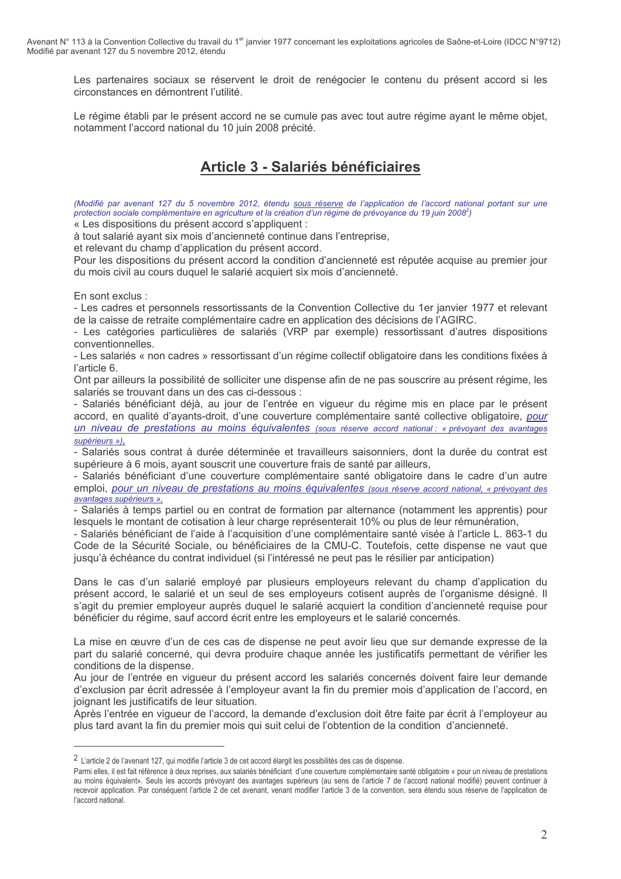Les partenaires sociaux se réservent le droit de renégocier le contenu du présent accord si les circonstances en démontrent l'utilité.

Le régime établi par le présent accord ne se cumule pas avec tout autre régime ayant le même objet, notamment l'accord national du 10 juin 2008 précité.

## Article 3 - Salariés bénéficiaires

*(Modifié par avenant 127 du 5 novembre 2012, étendu sous réserve de l'application de l'accord national portant sur une protection sociale complémentaire en agriculture et la création d'un régime de prévoyance du 19 juin 2008[2])*

« Les dispositions du présent accord s'appliquent :

à tout salarié ayant six mois d'ancienneté continue dans l'entreprise,

et relevant du champ d'application du présent accord.

Pour les dispositions du présent accord la condition d'ancienneté est réputée acquise au premier jour du mois civil au cours duquel le salarié acquiert six mois d'ancienneté.

En sont exclus :

- Les cadres et personnels ressortissants de la Convention Collective du 1er janvier 1977 et relevant de la caisse de retraite complémentaire cadre en application des décisions de l'AGIRC.
- Les catégories particulières de salariés (VRP par exemple) ressortissant d'autres dispositions conventionnelles.
- Les salariés « non cadres » ressortissant d'un régime collectif obligatoire dans les conditions fixées à l'article 6.

Ont par ailleurs la possibilité de solliciter une dispense afin de ne pas souscrire au présent régime, les salariés se trouvant dans un des cas ci-dessous :

- Salariés bénéficiant déjà, au jour de l'entrée en vigueur du régime mis en place par le présent accord, en qualité d'ayants-droit, d'une couverture complémentaire santé collective obligatoire, *pour un niveau de prestations au moins équivalentes (sous réserve accord national : « prévoyant des avantages supérieurs »),*
- Salariés sous contrat à durée déterminée et travailleurs saisonniers, dont la durée du contrat est supérieure à 6 mois, ayant souscrit une couverture frais de santé par ailleurs,
- Salariés bénéficiant d'une couverture complémentaire santé obligatoire dans le cadre d'un autre emploi, *pour un niveau de prestations au moins équivalentes (sous réserve accord national, « prévoyant des avantages supérieurs »,*
- Salariés à temps partiel ou en contrat de formation par alternance (notamment les apprentis) pour lesquels le montant de cotisation à leur charge représenterait 10% ou plus de leur rémunération,
- Salariés bénéficiant de l'aide à l'acquisition d'une complémentaire santé visée à l'article L. 863-1 du Code de la Sécurité Sociale, ou bénéficiaires de la CMU-C. Toutefois, cette dispense ne vaut que jusqu'à échéance du contrat individuel (si l'intéressé ne peut pas le résilier par anticipation)

Dans le cas d'un salarié employé par plusieurs employeurs relevant du champ d'application du présent accord, le salarié et un seul de ses employeurs cotisent auprès de l'organisme désigné. Il s'agit du premier employeur auprès duquel le salarié acquiert la condition d'ancienneté requise pour bénéficier du régime, sauf accord écrit entre les employeurs et le salarié concernés.

La mise en œuvre d'un de ces cas de dispense ne peut avoir lieu que sur demande expresse de la part du salarié concerné, qui devra produire chaque année les justificatifs permettant de vérifier les conditions de la dispense.

Au jour de l'entrée en vigueur du présent accord les salariés concernés doivent faire leur demande d'exclusion par écrit adressée à l'employeur avant la fin du premier mois d'application de l'accord, en joignant les justificatifs de leur situation.

Après l'entrée en vigueur de l'accord, la demande d'exclusion doit être faite par écrit à l'employeur au plus tard avant la fin du premier mois qui suit celui de l'obtention de la condition d'ancienneté.

---

[2] L'article 2 de l'avenant 127, qui modifie l'article 3 de cet accord élargit les possibilités des cas de dispense.

Parmi elles, il est fait référence à deux reprises, aux salariés bénéficiant d'une couverture complémentaire santé obligatoire « pour un niveau de prestations au moins équivalent». Seuls les accords prévoyant des avantages supérieurs (au sens de l'article 7 de l'accord national modifié) peuvent continuer à recevoir application. Par conséquent l'article 2 de cet avenant, venant modifier l'article 3 de la convention, sera étendu sous réserve de l'application de l'accord national.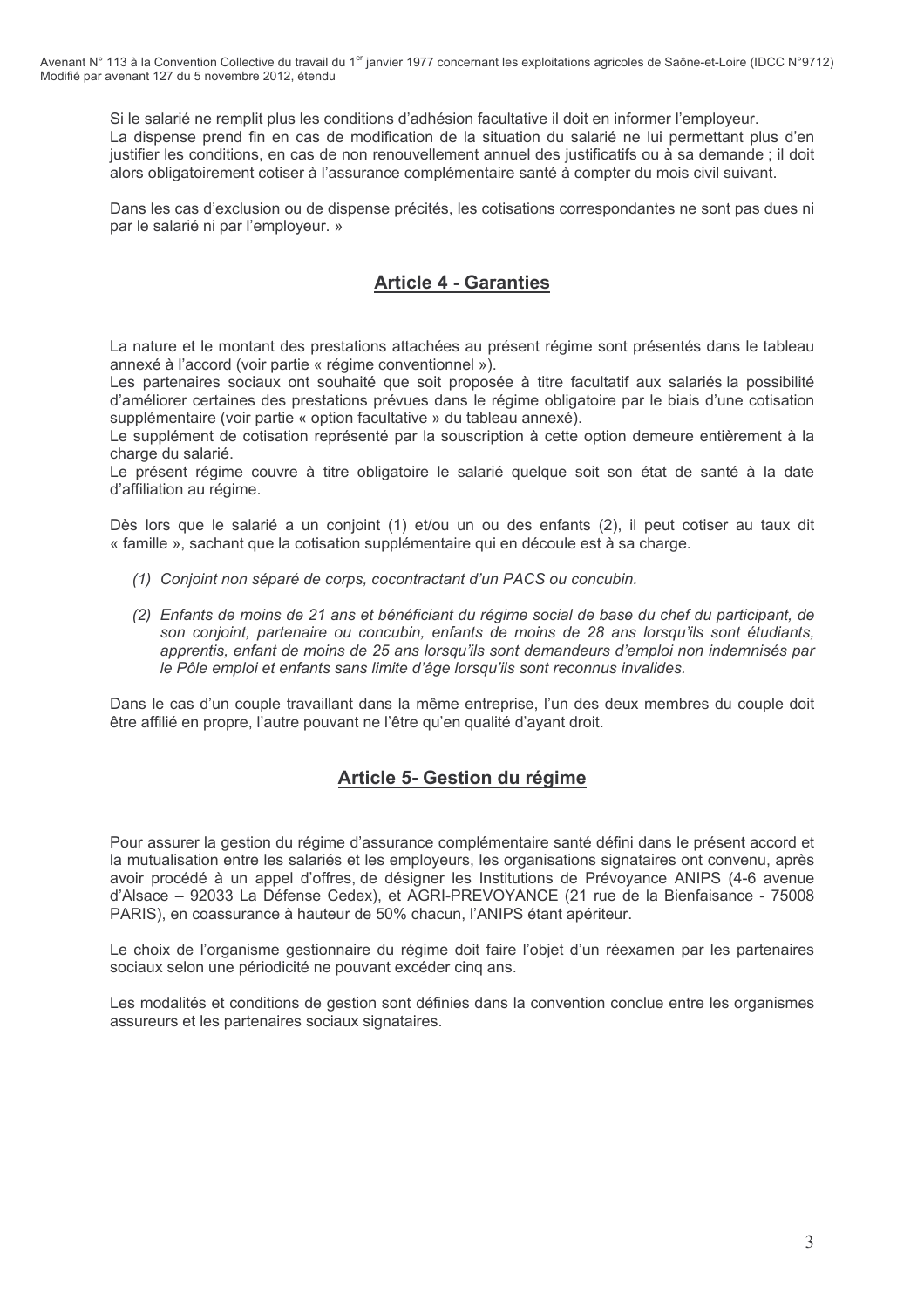Si le salarié ne remplit plus les conditions d'adhésion facultative il doit en informer l'employeur.
La dispense prend fin en cas de modification de la situation du salarié ne lui permettant plus d'en justifier les conditions, en cas de non renouvellement annuel des justificatifs ou à sa demande ; il doit alors obligatoirement cotiser à l'assurance complémentaire santé à compter du mois civil suivant.

Dans les cas d'exclusion ou de dispense précités, les cotisations correspondantes ne sont pas dues ni par le salarié ni par l'employeur. »

## Article 4 - Garanties

La nature et le montant des prestations attachées au présent régime sont présentés dans le tableau annexé à l'accord (voir partie « régime conventionnel »).
Les partenaires sociaux ont souhaité que soit proposée à titre facultatif aux salariés la possibilité d'améliorer certaines des prestations prévues dans le régime obligatoire par le biais d'une cotisation supplémentaire (voir partie « option facultative » du tableau annexé).
Le supplément de cotisation représenté par la souscription à cette option demeure entièrement à la charge du salarié.
Le présent régime couvre à titre obligatoire le salarié quelque soit son état de santé à la date d'affiliation au régime.

Dès lors que le salarié a un conjoint (1) et/ou un ou des enfants (2), il peut cotiser au taux dit « famille », sachant que la cotisation supplémentaire qui en découle est à sa charge.

*(1) Conjoint non séparé de corps, cocontractant d'un PACS ou concubin.*

*(2) Enfants de moins de 21 ans et bénéficiant du régime social de base du chef du participant, de son conjoint, partenaire ou concubin, enfants de moins de 28 ans lorsqu'ils sont étudiants, apprentis, enfant de moins de 25 ans lorsqu'ils sont demandeurs d'emploi non indemnisés par le Pôle emploi et enfants sans limite d'âge lorsqu'ils sont reconnus invalides.*

Dans le cas d'un couple travaillant dans la même entreprise, l'un des deux membres du couple doit être affilié en propre, l'autre pouvant ne l'être qu'en qualité d'ayant droit.

## Article 5- Gestion du régime

Pour assurer la gestion du régime d'assurance complémentaire santé défini dans le présent accord et la mutualisation entre les salariés et les employeurs, les organisations signataires ont convenu, après avoir procédé à un appel d'offres, de désigner les Institutions de Prévoyance ANIPS (4-6 avenue d'Alsace – 92033 La Défense Cedex), et AGRI-PREVOYANCE (21 rue de la Bienfaisance - 75008 PARIS), en coassurance à hauteur de 50% chacun, l'ANIPS étant apériteur.

Le choix de l'organisme gestionnaire du régime doit faire l'objet d'un réexamen par les partenaires sociaux selon une périodicité ne pouvant excéder cinq ans.

Les modalités et conditions de gestion sont définies dans la convention conclue entre les organismes assureurs et les partenaires sociaux signataires.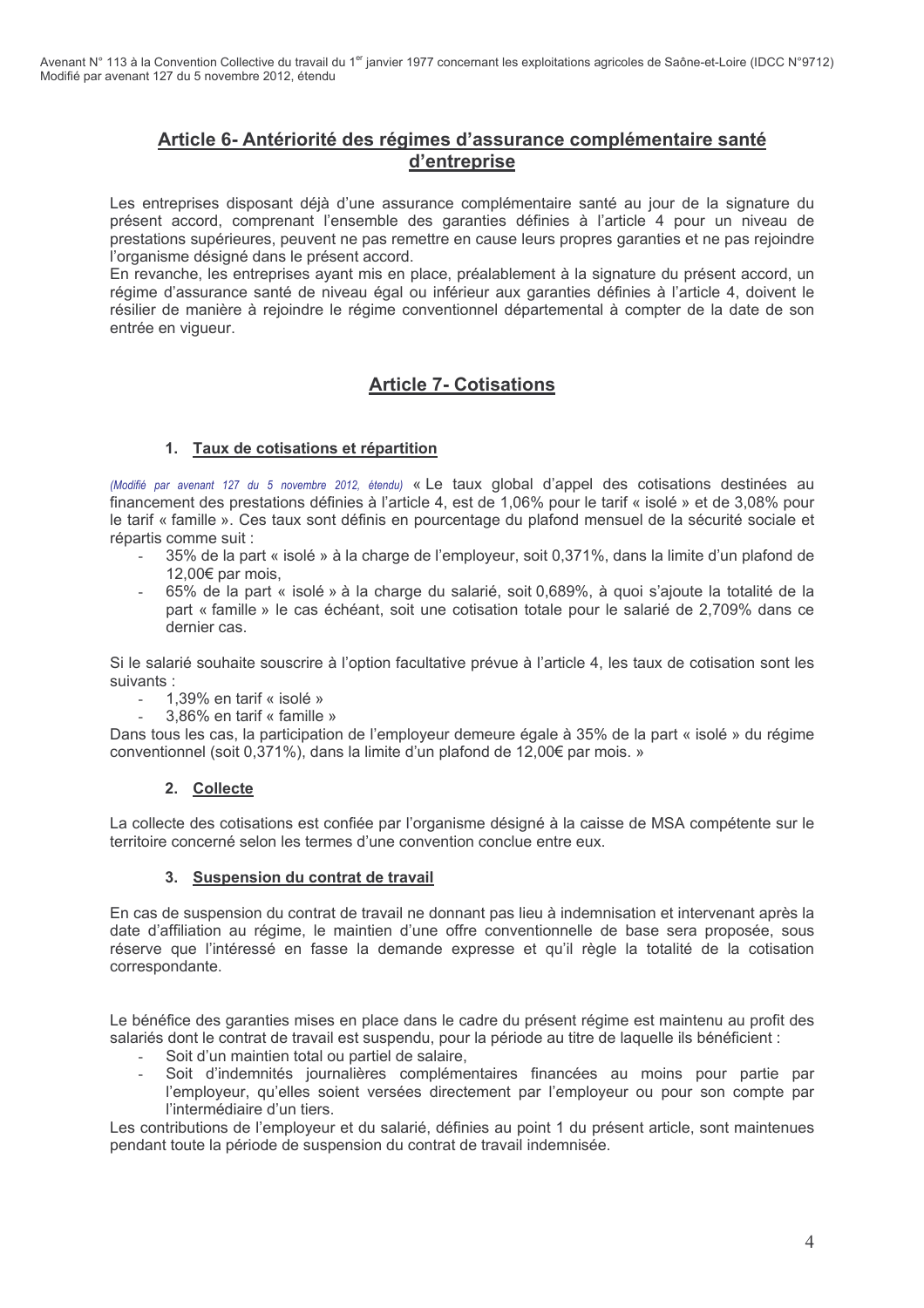## Article 6- Antériorité des régimes d'assurance complémentaire santé d'entreprise

Les entreprises disposant déjà d'une assurance complémentaire santé au jour de la signature du présent accord, comprenant l'ensemble des garanties définies à l'article 4 pour un niveau de prestations supérieures, peuvent ne pas remettre en cause leurs propres garanties et ne pas rejoindre l'organisme désigné dans le présent accord.
En revanche, les entreprises ayant mis en place, préalablement à la signature du présent accord, un régime d'assurance santé de niveau égal ou inférieur aux garanties définies à l'article 4, doivent le résilier de manière à rejoindre le régime conventionnel départemental à compter de la date de son entrée en vigueur.

## Article 7- Cotisations

### 1. Taux de cotisations et répartition

*(Modifié par avenant 127 du 5 novembre 2012, étendu)* « Le taux global d'appel des cotisations destinées au financement des prestations définies à l'article 4, est de 1,06% pour le tarif « isolé » et de 3,08% pour le tarif « famille ». Ces taux sont définis en pourcentage du plafond mensuel de la sécurité sociale et répartis comme suit :

- 35% de la part « isolé » à la charge de l'employeur, soit 0,371%, dans la limite d'un plafond de 12,00€ par mois,
- 65% de la part « isolé » à la charge du salarié, soit 0,689%, à quoi s'ajoute la totalité de la part « famille » le cas échéant, soit une cotisation totale pour le salarié de 2,709% dans ce dernier cas.

Si le salarié souhaite souscrire à l'option facultative prévue à l'article 4, les taux de cotisation sont les suivants :

- 1,39% en tarif « isolé »
- 3,86% en tarif « famille »

Dans tous les cas, la participation de l'employeur demeure égale à 35% de la part « isolé » du régime conventionnel (soit 0,371%), dans la limite d'un plafond de 12,00€ par mois. »

### 2. Collecte

La collecte des cotisations est confiée par l'organisme désigné à la caisse de MSA compétente sur le territoire concerné selon les termes d'une convention conclue entre eux.

### 3. Suspension du contrat de travail

En cas de suspension du contrat de travail ne donnant pas lieu à indemnisation et intervenant après la date d'affiliation au régime, le maintien d'une offre conventionnelle de base sera proposée, sous réserve que l'intéressé en fasse la demande expresse et qu'il règle la totalité de la cotisation correspondante.

Le bénéfice des garanties mises en place dans le cadre du présent régime est maintenu au profit des salariés dont le contrat de travail est suspendu, pour la période au titre de laquelle ils bénéficient :

- Soit d'un maintien total ou partiel de salaire,
- Soit d'indemnités journalières complémentaires financées au moins pour partie par l'employeur, qu'elles soient versées directement par l'employeur ou pour son compte par l'intermédiaire d'un tiers.

Les contributions de l'employeur et du salarié, définies au point 1 du présent article, sont maintenues pendant toute la période de suspension du contrat de travail indemnisée.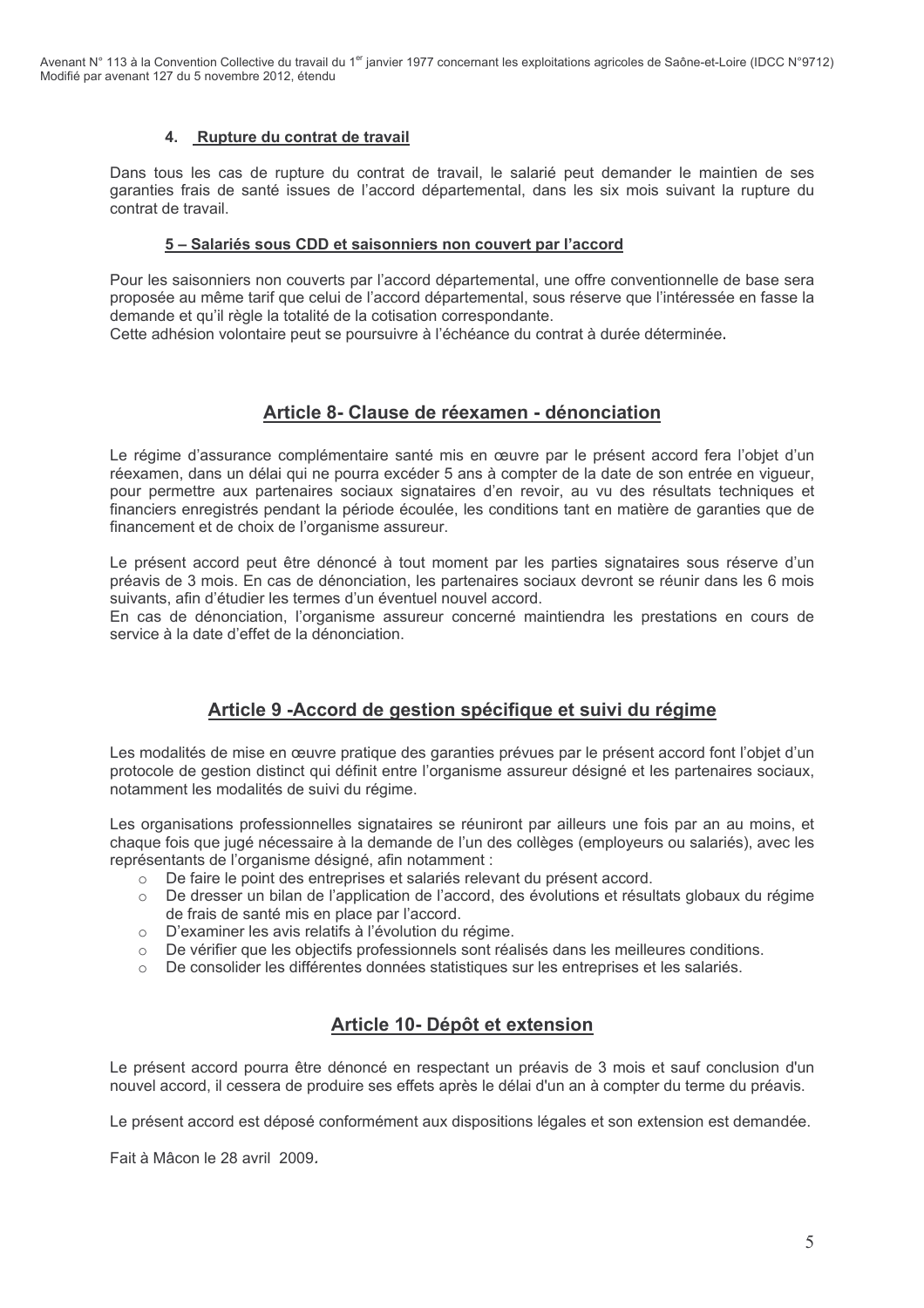#### 4. Rupture du contrat de travail

Dans tous les cas de rupture du contrat de travail, le salarié peut demander le maintien de ses garanties frais de santé issues de l'accord départemental, dans les six mois suivant la rupture du contrat de travail.

#### 5 – Salariés sous CDD et saisonniers non couvert par l'accord

Pour les saisonniers non couverts par l'accord départemental, une offre conventionnelle de base sera proposée au même tarif que celui de l'accord départemental, sous réserve que l'intéressée en fasse la demande et qu'il règle la totalité de la cotisation correspondante.
Cette adhésion volontaire peut se poursuivre à l'échéance du contrat à durée déterminée.

## Article 8- Clause de réexamen - dénonciation

Le régime d'assurance complémentaire santé mis en œuvre par le présent accord fera l'objet d'un réexamen, dans un délai qui ne pourra excéder 5 ans à compter de la date de son entrée en vigueur, pour permettre aux partenaires sociaux signataires d'en revoir, au vu des résultats techniques et financiers enregistrés pendant la période écoulée, les conditions tant en matière de garanties que de financement et de choix de l'organisme assureur.

Le présent accord peut être dénoncé à tout moment par les parties signataires sous réserve d'un préavis de 3 mois. En cas de dénonciation, les partenaires sociaux devront se réunir dans les 6 mois suivants, afin d'étudier les termes d'un éventuel nouvel accord.
En cas de dénonciation, l'organisme assureur concerné maintiendra les prestations en cours de service à la date d'effet de la dénonciation.

## Article 9 -Accord de gestion spécifique et suivi du régime

Les modalités de mise en œuvre pratique des garanties prévues par le présent accord font l'objet d'un protocole de gestion distinct qui définit entre l'organisme assureur désigné et les partenaires sociaux, notamment les modalités de suivi du régime.

Les organisations professionnelles signataires se réuniront par ailleurs une fois par an au moins, et chaque fois que jugé nécessaire à la demande de l'un des collèges (employeurs ou salariés), avec les représentants de l'organisme désigné, afin notamment :

- De faire le point des entreprises et salariés relevant du présent accord.
- De dresser un bilan de l'application de l'accord, des évolutions et résultats globaux du régime de frais de santé mis en place par l'accord.
- D'examiner les avis relatifs à l'évolution du régime.
- De vérifier que les objectifs professionnels sont réalisés dans les meilleures conditions.
- De consolider les différentes données statistiques sur les entreprises et les salariés.

## Article 10- Dépôt et extension

Le présent accord pourra être dénoncé en respectant un préavis de 3 mois et sauf conclusion d'un nouvel accord, il cessera de produire ses effets après le délai d'un an à compter du terme du préavis.

Le présent accord est déposé conformément aux dispositions légales et son extension est demandée.

Fait à Mâcon le 28 avril 2009.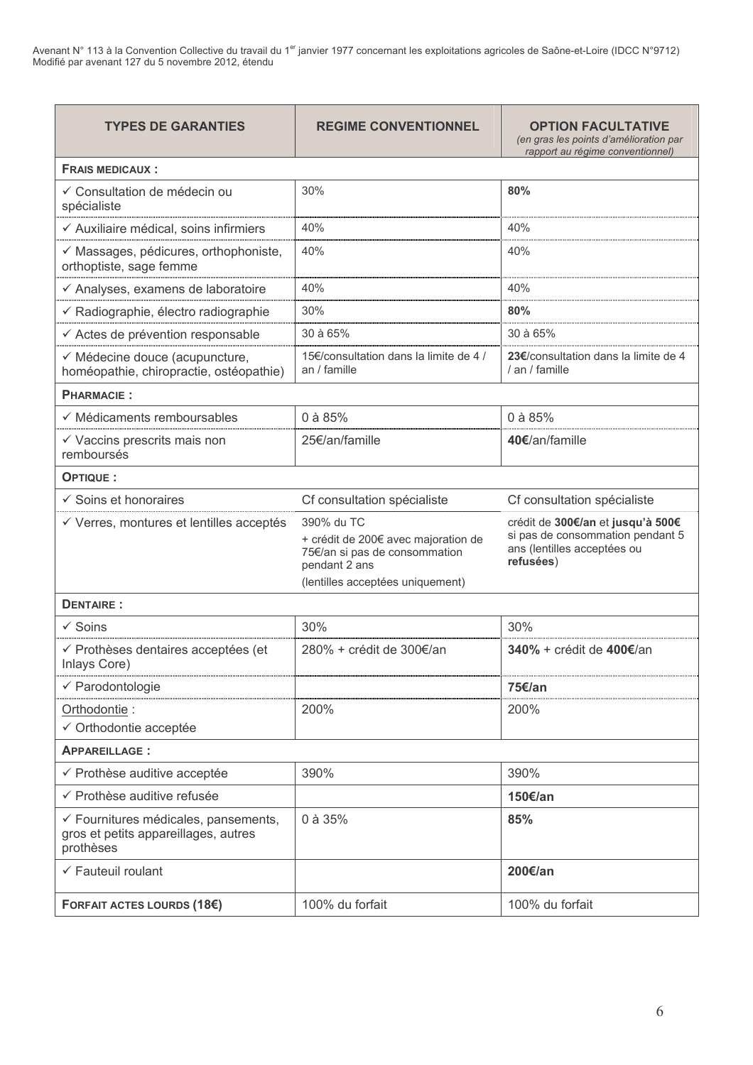Avenant N° 113 à la Convention Collective du travail du 1[er] janvier 1977 concernant les exploitations agricoles de Saône-et-Loire (IDCC N°9712)
Modifié par avenant 127 du 5 novembre 2012, étendu

| TYPES DE GARANTIES | REGIME CONVENTIONNEL | OPTION FACULTATIVE *(en gras les points d'amélioration par rapport au régime conventionnel)* |
|---|---|---|
| **FRAIS MEDICAUX :** | | |
| ✓ Consultation de médecin ou spécialiste | 30% | **80%** |
| ✓ Auxiliaire médical, soins infirmiers | 40% | 40% |
| ✓ Massages, pédicures, orthophoniste, orthoptiste, sage femme | 40% | 40% |
| ✓ Analyses, examens de laboratoire | 40% | 40% |
| ✓ Radiographie, électro radiographie | 30% | **80%** |
| ✓ Actes de prévention responsable | 30 à 65% | 30 à 65% |
| ✓ Médecine douce (acupuncture, homéopathie, chiropractie, ostéopathie) | 15€/consultation dans la limite de 4 / an / famille | **23€**/consultation dans la limite de 4 / an / famille |
| **PHARMACIE :** | | |
| ✓ Médicaments remboursables | 0 à 85% | 0 à 85% |
| ✓ Vaccins prescrits mais non remboursés | 25€/an/famille | **40€**/an/famille |
| **OPTIQUE :** | | |
| ✓ Soins et honoraires | Cf consultation spécialiste | Cf consultation spécialiste |
| ✓ Verres, montures et lentilles acceptés | 390% du TC + crédit de 200€ avec majoration de 75€/an si pas de consommation pendant 2 ans (lentilles acceptées uniquement) | crédit de **300€/an** et **jusqu'à 500€** si pas de consommation pendant 5 ans (lentilles acceptées ou **refusées**) |
| **DENTAIRE :** | | |
| ✓ Soins | 30% | 30% |
| ✓ Prothèses dentaires acceptées (et Inlays Core) | 280% + crédit de 300€/an | **340%** + crédit de **400€**/an |
| ✓ Parodontologie | | **75€/an** |
| Orthodontie : ✓ Orthodontie acceptée | 200% | 200% |
| **APPAREILLAGE :** | | |
| ✓ Prothèse auditive acceptée | 390% | 390% |
| ✓ Prothèse auditive refusée | | **150€/an** |
| ✓ Fournitures médicales, pansements, gros et petits appareillages, autres prothèses | 0 à 35% | **85%** |
| ✓ Fauteuil roulant | | **200€/an** |
| **FORFAIT ACTES LOURDS (18€)** | 100% du forfait | 100% du forfait |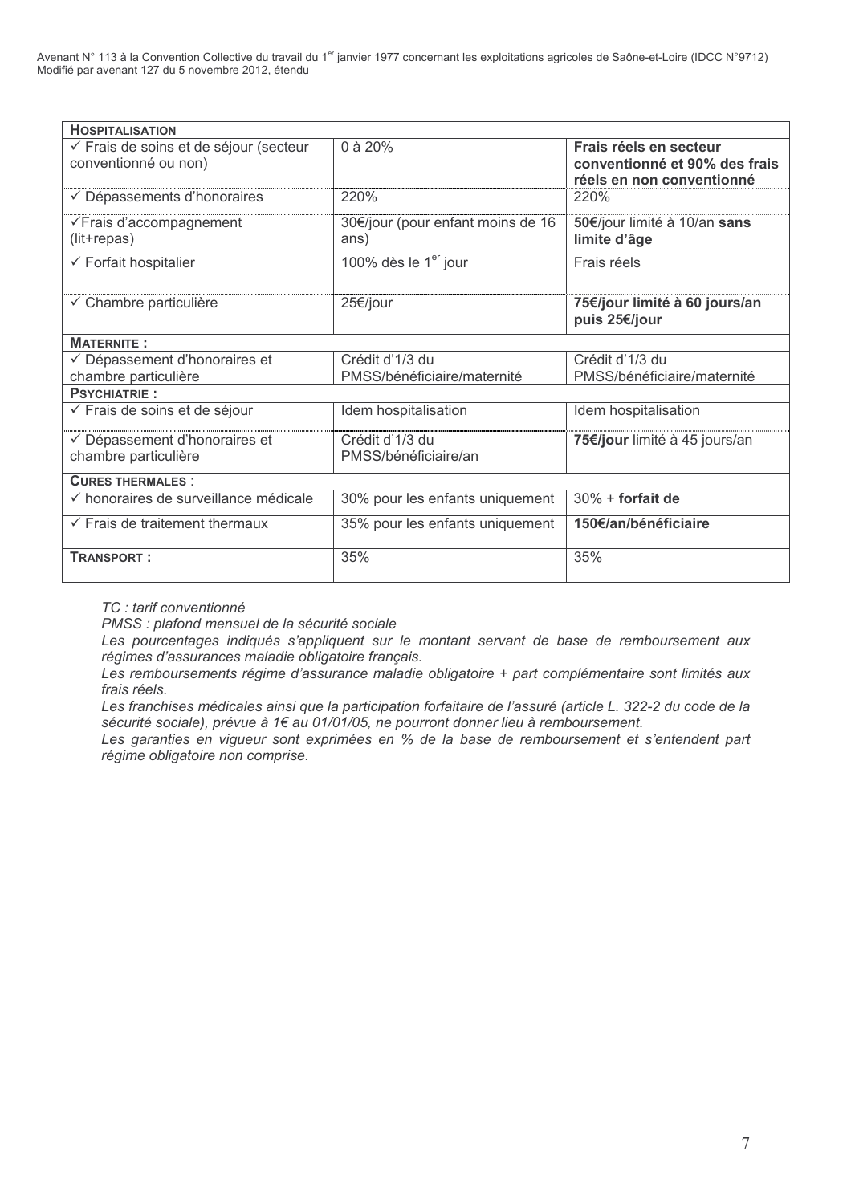| | | |
|---|---|---|
| **HOSPITALISATION** | | |
| ✓ Frais de soins et de séjour (secteur conventionné ou non) | 0 à 20% | **Frais réels en secteur conventionné et 90% des frais réels en non conventionné** |
| ✓ Dépassements d'honoraires | 220% | 220% |
| ✓Frais d'accompagnement (lit+repas) | 30€/jour (pour enfant moins de 16 ans) | **50€**/jour limité à 10/an **sans limite d'âge** |
| ✓ Forfait hospitalier | 100% dès le 1er jour | Frais réels |
| ✓ Chambre particulière | 25€/jour | **75€/jour limité à 60 jours/an puis 25€/jour** |
| **MATERNITE :** | | |
| ✓ Dépassement d'honoraires et chambre particulière | Crédit d'1/3 du PMSS/bénéficiaire/maternité | Crédit d'1/3 du PMSS/bénéficiaire/maternité |
| **PSYCHIATRIE :** | | |
| ✓ Frais de soins et de séjour | Idem hospitalisation | Idem hospitalisation |
| ✓ Dépassement d'honoraires et chambre particulière | Crédit d'1/3 du PMSS/bénéficiaire/an | **75€/jour** limité à 45 jours/an |
| **CURES THERMALES** : | | |
| ✓ honoraires de surveillance médicale | 30% pour les enfants uniquement | 30% + **forfait de** |
| ✓ Frais de traitement thermaux | 35% pour les enfants uniquement | **150€/an/bénéficiaire** |
| **TRANSPORT :** | 35% | 35% |

*TC : tarif conventionné*

*PMSS : plafond mensuel de la sécurité sociale*

*Les pourcentages indiqués s'appliquent sur le montant servant de base de remboursement aux régimes d'assurances maladie obligatoire français.*

*Les remboursements régime d'assurance maladie obligatoire + part complémentaire sont limités aux frais réels.*

*Les franchises médicales ainsi que la participation forfaitaire de l'assuré (article L. 322-2 du code de la sécurité sociale), prévue à 1€ au 01/01/05, ne pourront donner lieu à remboursement.*

*Les garanties en vigueur sont exprimées en % de la base de remboursement et s'entendent part régime obligatoire non comprise.*